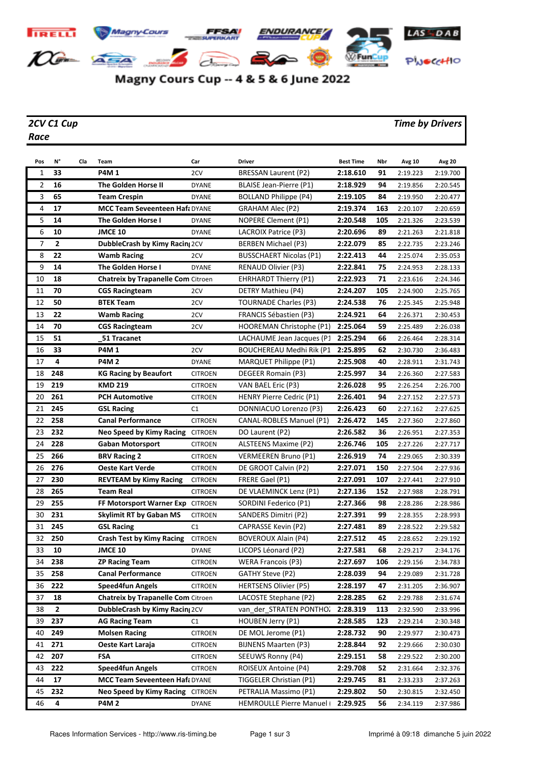# Magny Cours Cup -- 4 & 5 & 6 June 2022

***2CV C1 Cup*** ***Time by Drivers***

***Race***

| Pos | N° | Cla | Team | Car | Driver | Best Time | Nbr | Avg 10 | Avg 20 |
|---|---|---|---|---|---|---|---|---|---|
| 1 | **33** | | **P4M 1** | 2CV | BRESSAN Laurent (P2) | **2:18.610** | **91** | 2:19.223 | 2:19.700 |
| 2 | **16** | | **The Golden Horse II** | DYANE | BLAISE Jean-Pierre (P1) | **2:18.929** | **94** | 2:19.856 | 2:20.545 |
| 3 | **65** | | **Team Crespin** | DYANE | BOLLAND Philippe (P4) | **2:19.105** | **84** | 2:19.950 | 2:20.477 |
| 4 | **17** | | **MCC Team Seveenteen Hafa** | DYANE | GRAHAM Alec (P2) | **2:19.374** | **163** | 2:20.107 | 2:20.659 |
| 5 | **14** | | **The Golden Horse I** | DYANE | NOPERE Clement (P1) | **2:20.548** | **105** | 2:21.326 | 2:23.539 |
| 6 | **10** | | **JMCE 10** | DYANE | LACROIX Patrice (P3) | **2:20.696** | **89** | 2:21.263 | 2:21.818 |
| 7 | **2** | | **DubbleCrash by Kimy Racin** | 2CV | BERBEN Michael (P3) | **2:22.079** | **85** | 2:22.735 | 2:23.246 |
| 8 | **22** | | **Wamb Racing** | 2CV | BUSSCHAERT Nicolas (P1) | **2:22.413** | **44** | 2:25.074 | 2:35.053 |
| 9 | **14** | | **The Golden Horse I** | DYANE | RENAUD Olivier (P3) | **2:22.841** | **75** | 2:24.953 | 2:28.133 |
| 10 | **18** | | **Chatreix by Trapanelle Com** | Citroen | EHRHARDT Thierry (P1) | **2:22.923** | **71** | 2:23.616 | 2:24.346 |
| 11 | **70** | | **CGS Racingteam** | 2CV | DETRY Mathieu (P4) | **2:24.207** | **105** | 2:24.900 | 2:25.765 |
| 12 | **50** | | **BTEK Team** | 2CV | TOURNADE Charles (P3) | **2:24.538** | **76** | 2:25.345 | 2:25.948 |
| 13 | **22** | | **Wamb Racing** | 2CV | FRANCIS Sébastien (P3) | **2:24.921** | **64** | 2:26.371 | 2:30.453 |
| 14 | **70** | | **CGS Racingteam** | 2CV | HOOREMAN Christophe (P1) | **2:25.064** | **59** | 2:25.489 | 2:26.038 |
| 15 | **51** | | **_51 Tracanet** | | LACHAUME Jean Jacques (P1 | **2:25.294** | **66** | 2:26.464 | 2:28.314 |
| 16 | **33** | | **P4M 1** | 2CV | BOUCHEREAU Medhi Rik (P1 | **2:25.895** | **62** | 2:30.730 | 2:36.483 |
| 17 | **4** | | **P4M 2** | DYANE | MARQUET Philippe (P1) | **2:25.908** | **40** | 2:28.911 | 2:31.743 |
| 18 | **248** | | **KG Racing by Beaufort** | CITROEN | DEGEER Romain (P3) | **2:25.997** | **34** | 2:26.360 | 2:27.583 |
| 19 | **219** | | **KMD 219** | CITROEN | VAN BAEL Eric (P3) | **2:26.028** | **95** | 2:26.254 | 2:26.700 |
| 20 | **261** | | **PCH Automotive** | CITROEN | HENRY Pierre Cedric (P1) | **2:26.401** | **94** | 2:27.152 | 2:27.573 |
| 21 | **245** | | **GSL Racing** | C1 | DONNIACUO Lorenzo (P3) | **2:26.423** | **60** | 2:27.162 | 2:27.625 |
| 22 | **258** | | **Canal Performance** | CITROEN | CANAL-ROBLES Manuel (P1) | **2:26.472** | **145** | 2:27.360 | 2:27.860 |
| 23 | **232** | | **Neo Speed by Kimy Racing** | CITROEN | DO Laurent (P2) | **2:26.582** | **36** | 2:26.951 | 2:27.353 |
| 24 | **228** | | **Gaban Motorsport** | CITROEN | ALSTEENS Maxime (P2) | **2:26.746** | **105** | 2:27.226 | 2:27.717 |
| 25 | **266** | | **BRV Racing 2** | CITROEN | VERMEEREN Bruno (P1) | **2:26.919** | **74** | 2:29.065 | 2:30.339 |
| 26 | **276** | | **Oeste Kart Verde** | CITROEN | DE GROOT Calvin (P2) | **2:27.071** | **150** | 2:27.504 | 2:27.936 |
| 27 | **230** | | **REVTEAM by Kimy Racing** | CITROEN | FRERE Gael (P1) | **2:27.091** | **107** | 2:27.441 | 2:27.910 |
| 28 | **265** | | **Team Real** | CITROEN | DE VLAEMINCK Lenz (P1) | **2:27.136** | **152** | 2:27.988 | 2:28.791 |
| 29 | **255** | | **FF Motorsport Warner Exp** | CITROEN | SORDINI Federico (P1) | **2:27.366** | **98** | 2:28.286 | 2:28.986 |
| 30 | **231** | | **Skylimit RT by Gaban MS** | CITROEN | SANDERS Dimitri (P2) | **2:27.391** | **99** | 2:28.355 | 2:28.993 |
| 31 | **245** | | **GSL Racing** | C1 | CAPRASSE Kevin (P2) | **2:27.481** | **89** | 2:28.522 | 2:29.582 |
| 32 | **250** | | **Crash Test by Kimy Racing** | CITROEN | BOVEROUX Alain (P4) | **2:27.512** | **45** | 2:28.652 | 2:29.192 |
| 33 | **10** | | **JMCE 10** | DYANE | LICOPS Léonard (P2) | **2:27.581** | **68** | 2:29.217 | 2:34.176 |
| 34 | **238** | | **ZP Racing Team** | CITROEN | WERA Francois (P3) | **2:27.697** | **106** | 2:29.156 | 2:34.783 |
| 35 | **258** | | **Canal Performance** | CITROEN | GATHY Steve (P2) | **2:28.039** | **94** | 2:29.089 | 2:31.728 |
| 36 | **222** | | **Speed4fun Angels** | CITROEN | HERTSENS Olivier (P5) | **2:28.197** | **47** | 2:31.205 | 2:36.907 |
| 37 | **18** | | **Chatreix by Trapanelle Com** | Citroen | LACOSTE Stephane (P2) | **2:28.285** | **62** | 2:29.788 | 2:31.674 |
| 38 | **2** | | **DubbleCrash by Kimy Racin** | 2CV | van_der_STRATEN PONTHO | **2:28.319** | **113** | 2:32.590 | 2:33.996 |
| 39 | **237** | | **AG Racing Team** | C1 | HOUBEN Jerry (P1) | **2:28.585** | **123** | 2:29.214 | 2:30.348 |
| 40 | **249** | | **Molsen Racing** | CITROEN | DE MOL Jerome (P1) | **2:28.732** | **90** | 2:29.977 | 2:30.473 |
| 41 | **271** | | **Oeste Kart Laraja** | CITROEN | BIJNENS Maarten (P3) | **2:28.844** | **92** | 2:29.666 | 2:30.030 |
| 42 | **207** | | **FSA** | CITROEN | SEEUWS Ronny (P4) | **2:29.151** | **58** | 2:29.522 | 2:30.200 |
| 43 | **222** | | **Speed4fun Angels** | CITROEN | ROISEUX Antoine (P4) | **2:29.708** | **52** | 2:31.664 | 2:32.376 |
| 44 | **17** | | **MCC Team Seveenteen Hafa** | DYANE | TIGGELER Christian (P1) | **2:29.745** | **81** | 2:33.233 | 2:37.263 |
| 45 | **232** | | **Neo Speed by Kimy Racing** | CITROEN | PETRALIA Massimo (P1) | **2:29.802** | **50** | 2:30.815 | 2:32.450 |
| 46 | **4** | | **P4M 2** | DYANE | HEMROULLE Pierre Manuel ( | **2:29.925** | **56** | 2:34.119 | 2:37.986 |

Races Information Services - http://www.ris-timing.be

Imprimé à 09:18 dimanche 5 juin 2022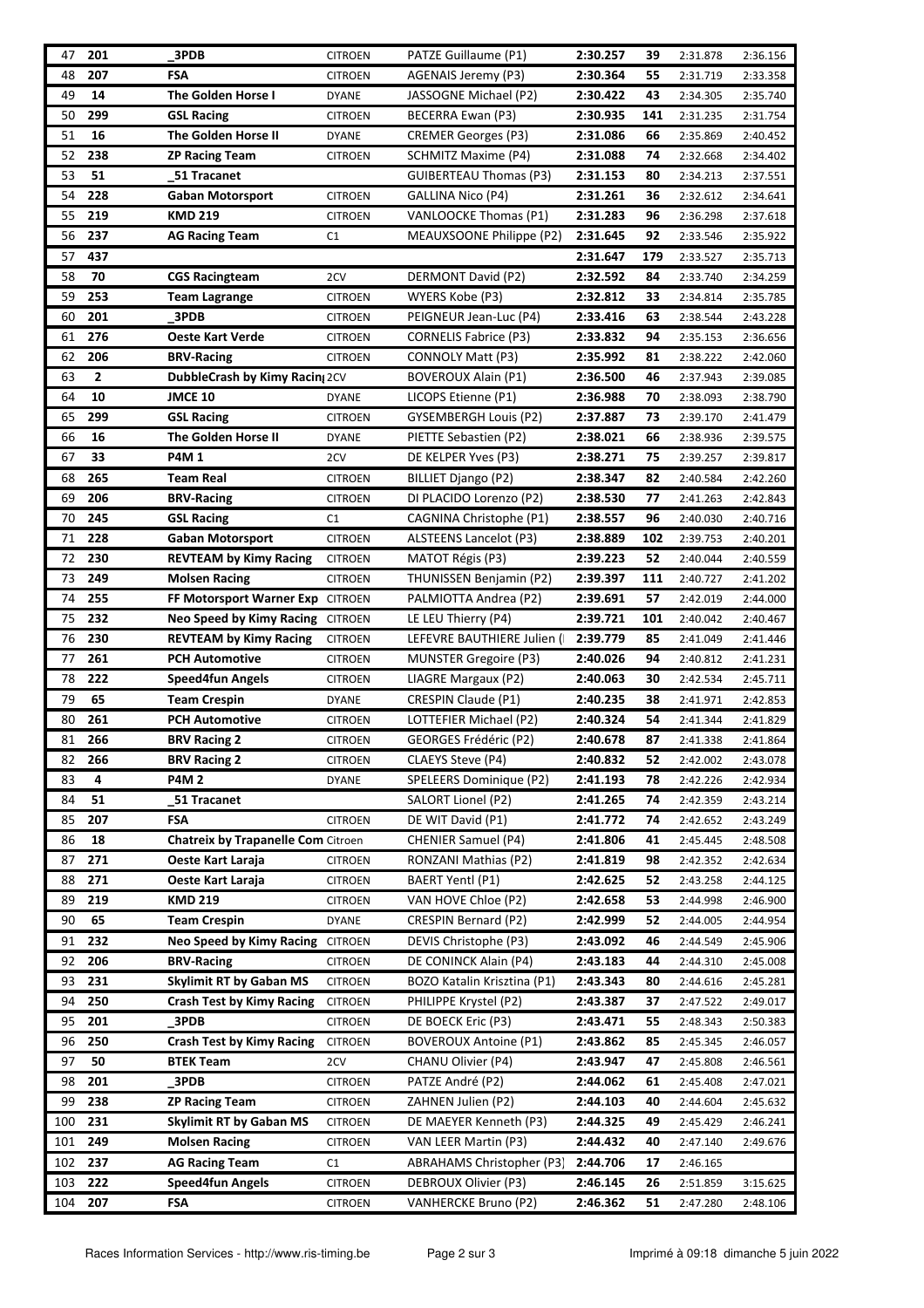| | | | | | | | | |
|---|---|---|---|---|---|---|---|---|
| 47 | 201 | _3PDB | CITROEN | PATZE Guillaume (P1) | 2:30.257 | 39 | 2:31.878 | 2:36.156 |
| 48 | 207 | FSA | CITROEN | AGENAIS Jeremy (P3) | 2:30.364 | 55 | 2:31.719 | 2:33.358 |
| 49 | 14 | The Golden Horse I | DYANE | JASSOGNE Michael (P2) | 2:30.422 | 43 | 2:34.305 | 2:35.740 |
| 50 | 299 | GSL Racing | CITROEN | BECERRA Ewan (P3) | 2:30.935 | 141 | 2:31.235 | 2:31.754 |
| 51 | 16 | The Golden Horse II | DYANE | CREMER Georges (P3) | 2:31.086 | 66 | 2:35.869 | 2:40.452 |
| 52 | 238 | ZP Racing Team | CITROEN | SCHMITZ Maxime (P4) | 2:31.088 | 74 | 2:32.668 | 2:34.402 |
| 53 | 51 | _51 Tracanet | | GUIBERTEAU Thomas (P3) | 2:31.153 | 80 | 2:34.213 | 2:37.551 |
| 54 | 228 | Gaban Motorsport | CITROEN | GALLINA Nico (P4) | 2:31.261 | 36 | 2:32.612 | 2:34.641 |
| 55 | 219 | KMD 219 | CITROEN | VANLOOCKE Thomas (P1) | 2:31.283 | 96 | 2:36.298 | 2:37.618 |
| 56 | 237 | AG Racing Team | C1 | MEAUXSOONE Philippe (P2) | 2:31.645 | 92 | 2:33.546 | 2:35.922 |
| 57 | 437 | | | | 2:31.647 | 179 | 2:33.527 | 2:35.713 |
| 58 | 70 | CGS Racingteam | 2CV | DERMONT David (P2) | 2:32.592 | 84 | 2:33.740 | 2:34.259 |
| 59 | 253 | Team Lagrange | CITROEN | WYERS Kobe (P3) | 2:32.812 | 33 | 2:34.814 | 2:35.785 |
| 60 | 201 | _3PDB | CITROEN | PEIGNEUR Jean-Luc (P4) | 2:33.416 | 63 | 2:38.544 | 2:43.228 |
| 61 | 276 | Oeste Kart Verde | CITROEN | CORNELIS Fabrice (P3) | 2:33.832 | 94 | 2:35.153 | 2:36.656 |
| 62 | 206 | BRV-Racing | CITROEN | CONNOLY Matt (P3) | 2:35.992 | 81 | 2:38.222 | 2:42.060 |
| 63 | 2 | DubbleCrash by Kimy Racing | 2CV | BOVEROUX Alain (P1) | 2:36.500 | 46 | 2:37.943 | 2:39.085 |
| 64 | 10 | JMCE 10 | DYANE | LICOPS Etienne (P1) | 2:36.988 | 70 | 2:38.093 | 2:38.790 |
| 65 | 299 | GSL Racing | CITROEN | GYSEMBERGH Louis (P2) | 2:37.887 | 73 | 2:39.170 | 2:41.479 |
| 66 | 16 | The Golden Horse II | DYANE | PIETTE Sebastien (P2) | 2:38.021 | 66 | 2:38.936 | 2:39.575 |
| 67 | 33 | P4M 1 | 2CV | DE KELPER Yves (P3) | 2:38.271 | 75 | 2:39.257 | 2:39.817 |
| 68 | 265 | Team Real | CITROEN | BILLIET Django (P2) | 2:38.347 | 82 | 2:40.584 | 2:42.260 |
| 69 | 206 | BRV-Racing | CITROEN | DI PLACIDO Lorenzo (P2) | 2:38.530 | 77 | 2:41.263 | 2:42.843 |
| 70 | 245 | GSL Racing | C1 | CAGNINA Christophe (P1) | 2:38.557 | 96 | 2:40.030 | 2:40.716 |
| 71 | 228 | Gaban Motorsport | CITROEN | ALSTEENS Lancelot (P3) | 2:38.889 | 102 | 2:39.753 | 2:40.201 |
| 72 | 230 | REVTEAM by Kimy Racing | CITROEN | MATOT Régis (P3) | 2:39.223 | 52 | 2:40.044 | 2:40.559 |
| 73 | 249 | Molsen Racing | CITROEN | THUNISSEN Benjamin (P2) | 2:39.397 | 111 | 2:40.727 | 2:41.202 |
| 74 | 255 | FF Motorsport Warner Exp | CITROEN | PALMIOTTA Andrea (P2) | 2:39.691 | 57 | 2:42.019 | 2:44.000 |
| 75 | 232 | Neo Speed by Kimy Racing | CITROEN | LE LEU Thierry (P4) | 2:39.721 | 101 | 2:40.042 | 2:40.467 |
| 76 | 230 | REVTEAM by Kimy Racing | CITROEN | LEFEVRE BAUTHIERE Julien ( | 2:39.779 | 85 | 2:41.049 | 2:41.446 |
| 77 | 261 | PCH Automotive | CITROEN | MUNSTER Gregoire (P3) | 2:40.026 | 94 | 2:40.812 | 2:41.231 |
| 78 | 222 | Speed4fun Angels | CITROEN | LIAGRE Margaux (P2) | 2:40.063 | 30 | 2:42.534 | 2:45.711 |
| 79 | 65 | Team Crespin | DYANE | CRESPIN Claude (P1) | 2:40.235 | 38 | 2:41.971 | 2:42.853 |
| 80 | 261 | PCH Automotive | CITROEN | LOTTEFIER Michael (P2) | 2:40.324 | 54 | 2:41.344 | 2:41.829 |
| 81 | 266 | BRV Racing 2 | CITROEN | GEORGES Frédéric (P2) | 2:40.678 | 87 | 2:41.338 | 2:41.864 |
| 82 | 266 | BRV Racing 2 | CITROEN | CLAEYS Steve (P4) | 2:40.832 | 52 | 2:42.002 | 2:43.078 |
| 83 | 4 | P4M 2 | DYANE | SPELEERS Dominique (P2) | 2:41.193 | 78 | 2:42.226 | 2:42.934 |
| 84 | 51 | _51 Tracanet | | SALORT Lionel (P2) | 2:41.265 | 74 | 2:42.359 | 2:43.214 |
| 85 | 207 | FSA | CITROEN | DE WIT David (P1) | 2:41.772 | 74 | 2:42.652 | 2:43.249 |
| 86 | 18 | Chatreix by Trapanelle Com | Citroen | CHENIER Samuel (P4) | 2:41.806 | 41 | 2:45.445 | 2:48.508 |
| 87 | 271 | Oeste Kart Laraja | CITROEN | RONZANI Mathias (P2) | 2:41.819 | 98 | 2:42.352 | 2:42.634 |
| 88 | 271 | Oeste Kart Laraja | CITROEN | BAERT Yentl (P1) | 2:42.625 | 52 | 2:43.258 | 2:44.125 |
| 89 | 219 | KMD 219 | CITROEN | VAN HOVE Chloe (P2) | 2:42.658 | 53 | 2:44.998 | 2:46.900 |
| 90 | 65 | Team Crespin | DYANE | CRESPIN Bernard (P2) | 2:42.999 | 52 | 2:44.005 | 2:44.954 |
| 91 | 232 | Neo Speed by Kimy Racing | CITROEN | DEVIS Christophe (P3) | 2:43.092 | 46 | 2:44.549 | 2:45.906 |
| 92 | 206 | BRV-Racing | CITROEN | DE CONINCK Alain (P4) | 2:43.183 | 44 | 2:44.310 | 2:45.008 |
| 93 | 231 | Skylimit RT by Gaban MS | CITROEN | BOZO Katalin Krisztina (P1) | 2:43.343 | 80 | 2:44.616 | 2:45.281 |
| 94 | 250 | Crash Test by Kimy Racing | CITROEN | PHILIPPE Krystel (P2) | 2:43.387 | 37 | 2:47.522 | 2:49.017 |
| 95 | 201 | _3PDB | CITROEN | DE BOECK Eric (P3) | 2:43.471 | 55 | 2:48.343 | 2:50.383 |
| 96 | 250 | Crash Test by Kimy Racing | CITROEN | BOVEROUX Antoine (P1) | 2:43.862 | 85 | 2:45.345 | 2:46.057 |
| 97 | 50 | BTEK Team | 2CV | CHANU Olivier (P4) | 2:43.947 | 47 | 2:45.808 | 2:46.561 |
| 98 | 201 | _3PDB | CITROEN | PATZE André (P2) | 2:44.062 | 61 | 2:45.408 | 2:47.021 |
| 99 | 238 | ZP Racing Team | CITROEN | ZAHNEN Julien (P2) | 2:44.103 | 40 | 2:44.604 | 2:45.632 |
| 100 | 231 | Skylimit RT by Gaban MS | CITROEN | DE MAEYER Kenneth (P3) | 2:44.325 | 49 | 2:45.429 | 2:46.241 |
| 101 | 249 | Molsen Racing | CITROEN | VAN LEER Martin (P3) | 2:44.432 | 40 | 2:47.140 | 2:49.676 |
| 102 | 237 | AG Racing Team | C1 | ABRAHAMS Christopher (P3) | 2:44.706 | 17 | 2:46.165 | |
| 103 | 222 | Speed4fun Angels | CITROEN | DEBROUX Olivier (P3) | 2:46.145 | 26 | 2:51.859 | 3:15.625 |
| 104 | 207 | FSA | CITROEN | VANHERCKE Bruno (P2) | 2:46.362 | 51 | 2:47.280 | 2:48.106 |

Races Information Services - http://www.ris-timing.be

Imprimé à 09:18 dimanche 5 juin 2022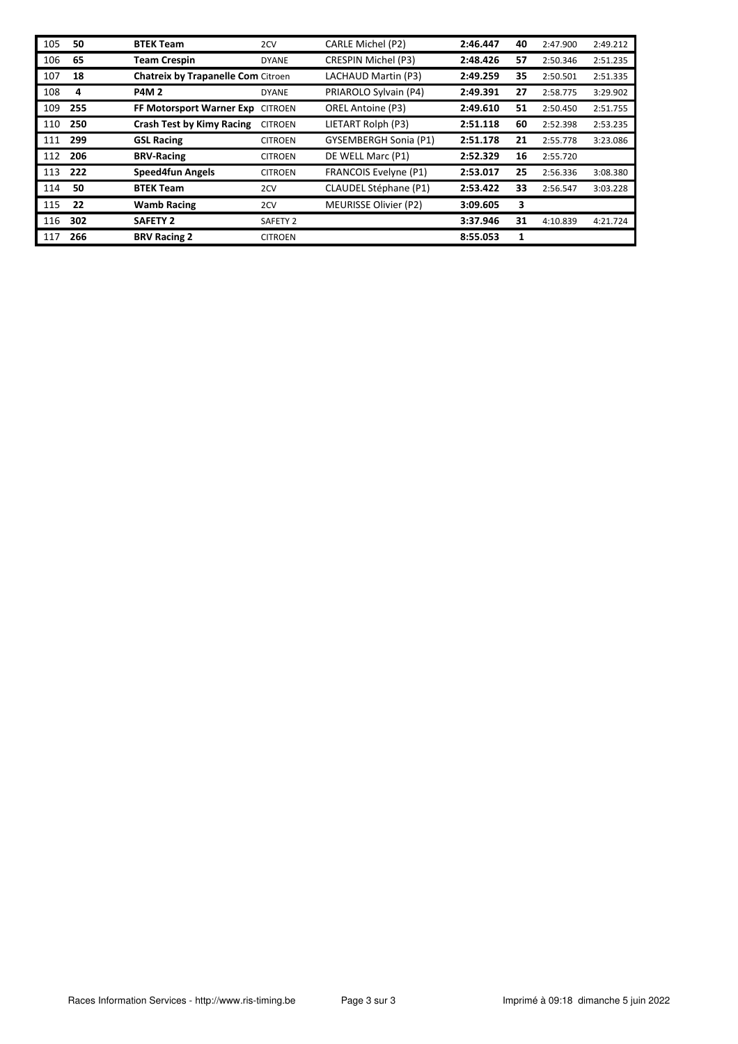| | | | | | | | | |
|---|---|---|---|---|---|---|---|---|
| 105 | **50** | **BTEK Team** | 2CV | CARLE Michel (P2) | **2:46.447** | **40** | 2:47.900 | 2:49.212 |
| 106 | **65** | **Team Crespin** | DYANE | CRESPIN Michel (P3) | **2:48.426** | **57** | 2:50.346 | 2:51.235 |
| 107 | **18** | **Chatreix by Trapanelle Com** | Citroen | LACHAUD Martin (P3) | **2:49.259** | **35** | 2:50.501 | 2:51.335 |
| 108 | **4** | **P4M 2** | DYANE | PRIAROLO Sylvain (P4) | **2:49.391** | **27** | 2:58.775 | 3:29.902 |
| 109 | **255** | **FF Motorsport Warner Exp** | CITROEN | OREL Antoine (P3) | **2:49.610** | **51** | 2:50.450 | 2:51.755 |
| 110 | **250** | **Crash Test by Kimy Racing** | CITROEN | LIETART Rolph (P3) | **2:51.118** | **60** | 2:52.398 | 2:53.235 |
| 111 | **299** | **GSL Racing** | CITROEN | GYSEMBERGH Sonia (P1) | **2:51.178** | **21** | 2:55.778 | 3:23.086 |
| 112 | **206** | **BRV-Racing** | CITROEN | DE WELL Marc (P1) | **2:52.329** | **16** | 2:55.720 | |
| 113 | **222** | **Speed4fun Angels** | CITROEN | FRANCOIS Evelyne (P1) | **2:53.017** | **25** | 2:56.336 | 3:08.380 |
| 114 | **50** | **BTEK Team** | 2CV | CLAUDEL Stéphane (P1) | **2:53.422** | **33** | 2:56.547 | 3:03.228 |
| 115 | **22** | **Wamb Racing** | 2CV | MEURISSE Olivier (P2) | **3:09.605** | **3** | | |
| 116 | **302** | **SAFETY 2** | SAFETY 2 | | **3:37.946** | **31** | 4:10.839 | 4:21.724 |
| 117 | **266** | **BRV Racing 2** | CITROEN | | **8:55.053** | **1** | | |

Races Information Services - http://www.ris-timing.be

Imprimé à 09:18 dimanche 5 juin 2022